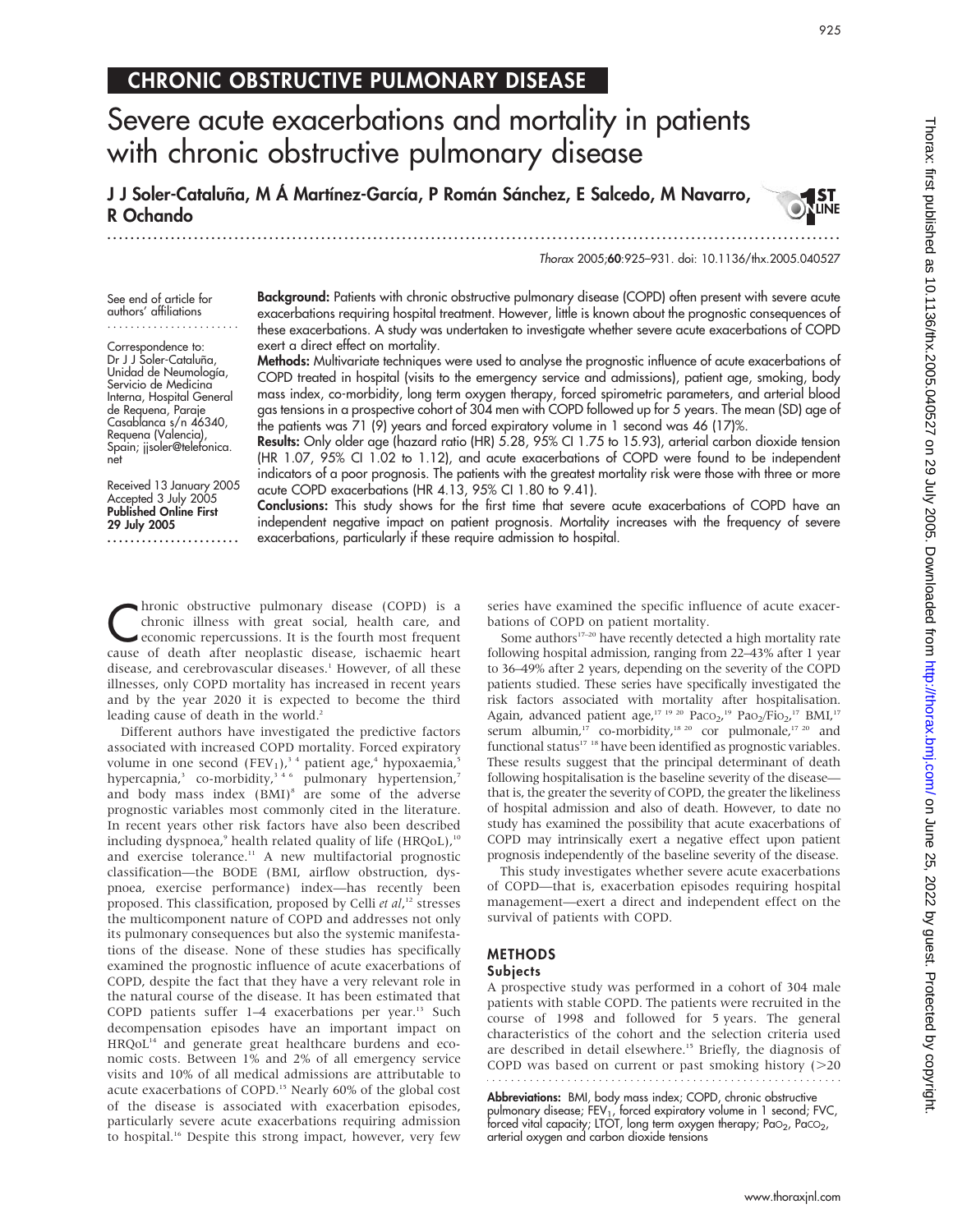CHRONIC OBSTRUCTIVE PULMONARY DISEASE

# Severe acute exacerbations and mortality in patients with chronic obstructive pulmonary disease

**J J Soler-Cataluña, M Á Martínez-García, P Román Sánchez, E Salcedo, M Navarro, R Ochando**

*Thorax* 2005;**60**:925–931. doi: 10.1136/thx.2005.040527

See end of article for authors' affiliations

Correspondence to: Dr J J Soler-Cataluña, Unidad de Neumología, Servicio de Medicina Interna, Hospital General de Requena, Paraje Casablanca s/n 46340, Requena (Valencia), Spain; jjsoler@telefonica.net

Received 13 January 2005
Accepted 3 July 2005
**Published Online First 29 July 2005**

**Background:** Patients with chronic obstructive pulmonary disease (COPD) often present with severe acute exacerbations requiring hospital treatment. However, little is known about the prognostic consequences of these exacerbations. A study was undertaken to investigate whether severe acute exacerbations of COPD exert a direct effect on mortality.

**Methods:** Multivariate techniques were used to analyse the prognostic influence of acute exacerbations of COPD treated in hospital (visits to the emergency service and admissions), patient age, smoking, body mass index, co-morbidity, long term oxygen therapy, forced spirometric parameters, and arterial blood gas tensions in a prospective cohort of 304 men with COPD followed up for 5 years. The mean (SD) age of the patients was 71 (9) years and forced expiratory volume in 1 second was 46 (17)%.

**Results:** Only older age (hazard ratio (HR) 5.28, 95% CI 1.75 to 15.93), arterial carbon dioxide tension (HR 1.07, 95% CI 1.02 to 1.12), and acute exacerbations of COPD were found to be independent indicators of a poor prognosis. The patients with the greatest mortality risk were those with three or more acute COPD exacerbations (HR 4.13, 95% CI 1.80 to 9.41).

**Conclusions:** This study shows for the first time that severe acute exacerbations of COPD have an independent negative impact on patient prognosis. Mortality increases with the frequency of severe exacerbations, particularly if these require admission to hospital.

Chronic obstructive pulmonary disease (COPD) is a chronic illness with great social, health care, and economic repercussions. It is the fourth most frequent cause of death after neoplastic disease, ischaemic heart disease, and cerebrovascular diseases.[1] However, of all these illnesses, only COPD mortality has increased in recent years and by the year 2020 it is expected to become the third leading cause of death in the world.[2]

Different authors have investigated the predictive factors associated with increased COPD mortality. Forced expiratory volume in one second ($FEV_1$),[3 4] patient age,[4] hypoxaemia,[5] hypercapnia,[3] co-morbidity,[3 4 6] pulmonary hypertension,[7] and body mass index (BMI)[8] are some of the adverse prognostic variables most commonly cited in the literature. In recent years other risk factors have also been described including dyspnoea,[9] health related quality of life (HRQoL),[10] and exercise tolerance.[11] A new multifactorial prognostic classification—the BODE (BMI, airflow obstruction, dyspnoea, exercise performance) index—has recently been proposed. This classification, proposed by Celli *et al*,[12] stresses the multicomponent nature of COPD and addresses not only its pulmonary consequences but also the systemic manifestations of the disease. None of these studies has specifically examined the prognostic influence of acute exacerbations of COPD, despite the fact that they have a very relevant role in the natural course of the disease. It has been estimated that COPD patients suffer 1–4 exacerbations per year.[13] Such decompensation episodes have an important impact on HRQoL[14] and generate great healthcare burdens and economic costs. Between 1% and 2% of all emergency service visits and 10% of all medical admissions are attributable to acute exacerbations of COPD.[15] Nearly 60% of the global cost of the disease is associated with exacerbation episodes, particularly severe acute exacerbations requiring admission to hospital.[16] Despite this strong impact, however, very few series have examined the specific influence of acute exacerbations of COPD on patient mortality.

Some authors[17–20] have recently detected a high mortality rate following hospital admission, ranging from 22–43% after 1 year to 36–49% after 2 years, depending on the severity of the COPD patients studied. These series have specifically investigated the risk factors associated with mortality after hospitalisation. Again, advanced patient age,[17 19 20] $PaCO_2$,[19] $PaO_2/FiO_2$,[17] BMI,[17] serum albumin,[17] co-morbidity,[18 20] cor pulmonale,[17 20] and functional status[17 18] have been identified as prognostic variables. These results suggest that the principal determinant of death following hospitalisation is the baseline severity of the disease—that is, the greater the severity of COPD, the greater the likeliness of hospital admission and also of death. However, to date no study has examined the possibility that acute exacerbations of COPD may intrinsically exert a negative effect upon patient prognosis independently of the baseline severity of the disease.

This study investigates whether severe acute exacerbations of COPD—that is, exacerbation episodes requiring hospital management—exert a direct and independent effect on the survival of patients with COPD.

## METHODS

### Subjects

A prospective study was performed in a cohort of 304 male patients with stable COPD. The patients were recruited in the course of 1998 and followed for 5 years. The general characteristics of the cohort and the selection criteria used are described in detail elsewhere.[15] Briefly, the diagnosis of COPD was based on current or past smoking history (>20

**Abbreviations:** BMI, body mass index; COPD, chronic obstructive pulmonary disease; $FEV_1$, forced expiratory volume in 1 second; FVC, forced vital capacity; LTOT, long term oxygen therapy; $PaO_2$, $PaCO_2$, arterial oxygen and carbon dioxide tensions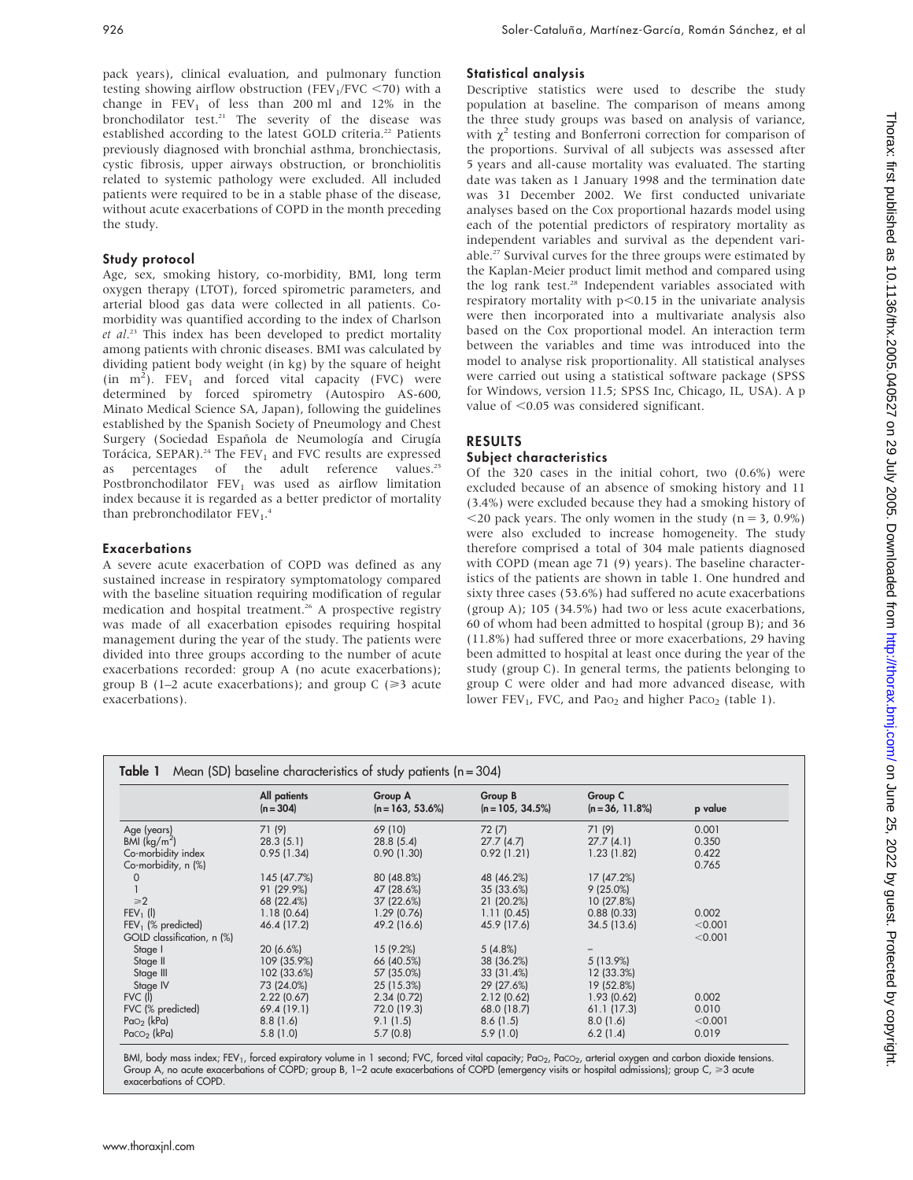pack years), clinical evaluation, and pulmonary function testing showing airflow obstruction ($FEV_1/FVC < 70$) with a change in $FEV_1$ of less than 200 ml and 12% in the bronchodilator test.[21] The severity of the disease was established according to the latest GOLD criteria.[22] Patients previously diagnosed with bronchial asthma, bronchiectasis, cystic fibrosis, upper airways obstruction, or bronchiolitis related to systemic pathology were excluded. All included patients were required to be in a stable phase of the disease, without acute exacerbations of COPD in the month preceding the study.

### Study protocol

Age, sex, smoking history, co-morbidity, BMI, long term oxygen therapy (LTOT), forced spirometric parameters, and arterial blood gas data were collected in all patients. Co-morbidity was quantified according to the index of Charlson *et al*.[23] This index has been developed to predict mortality among patients with chronic diseases. BMI was calculated by dividing patient body weight (in kg) by the square of height (in $m^2$). $FEV_1$ and forced vital capacity (FVC) were determined by forced spirometry (Autospiro AS-600, Minato Medical Science SA, Japan), following the guidelines established by the Spanish Society of Pneumology and Chest Surgery (Sociedad Española de Neumología and Cirugía Torácica, SEPAR).[24] The $FEV_1$ and FVC results are expressed as percentages of the adult reference values.[25] Postbronchodilator $FEV_1$ was used as airflow limitation index because it is regarded as a better predictor of mortality than prebronchodilator $FEV_1$.[4]

### Exacerbations

A severe acute exacerbation of COPD was defined as any sustained increase in respiratory symptomatology compared with the baseline situation requiring modification of regular medication and hospital treatment.[26] A prospective registry was made of all exacerbation episodes requiring hospital management during the year of the study. The patients were divided into three groups according to the number of acute exacerbations recorded: group A (no acute exacerbations); group B (1–2 acute exacerbations); and group C ($\geq 3$ acute exacerbations).

### Statistical analysis

Descriptive statistics were used to describe the study population at baseline. The comparison of means among the three study groups was based on analysis of variance, with $\chi^2$ testing and Bonferroni correction for comparison of the proportions. Survival of all subjects was assessed after 5 years and all-cause mortality was evaluated. The starting date was taken as 1 January 1998 and the termination date was 31 December 2002. We first conducted univariate analyses based on the Cox proportional hazards model using each of the potential predictors of respiratory mortality as independent variables and survival as the dependent variable.[27] Survival curves for the three groups were estimated by the Kaplan-Meier product limit method and compared using the log rank test.[28] Independent variables associated with respiratory mortality with $p < 0.15$ in the univariate analysis were then incorporated into a multivariate analysis also based on the Cox proportional model. An interaction term between the variables and time was introduced into the model to analyse risk proportionality. All statistical analyses were carried out using a statistical software package (SPSS for Windows, version 11.5; SPSS Inc, Chicago, IL, USA). A p value of $< 0.05$ was considered significant.

## RESULTS

### Subject characteristics

Of the 320 cases in the initial cohort, two (0.6%) were excluded because of an absence of smoking history and 11 (3.4%) were excluded because they had a smoking history of $< 20$ pack years. The only women in the study (n = 3, 0.9%) were also excluded to increase homogeneity. The study therefore comprised a total of 304 male patients diagnosed with COPD (mean age 71 (9) years). The baseline characteristics of the patients are shown in table 1. One hundred and sixty three cases (53.6%) had suffered no acute exacerbations (group A); 105 (34.5%) had two or less acute exacerbations, 60 of whom had been admitted to hospital (group B); and 36 (11.8%) had suffered three or more exacerbations, 29 having been admitted to hospital at least once during the year of the study (group C). In general terms, the patients belonging to group C were older and had more advanced disease, with lower $FEV_1$, FVC, and $Pao_2$ and higher $Paco_2$ (table 1).

**Table 1** Mean (SD) baseline characteristics of study patients (n = 304)

| | All patients (n = 304) | Group A (n = 163, 53.6%) | Group B (n = 105, 34.5%) | Group C (n = 36, 11.8%) | p value |
|---|---|---|---|---|---|
| Age (years) | 71 (9) | 69 (10) | 72 (7) | 71 (9) | 0.001 |
| BMI (kg/m$^2$) | 28.3 (5.1) | 28.8 (5.4) | 27.7 (4.7) | 27.7 (4.1) | 0.350 |
| Co-morbidity index | 0.95 (1.34) | 0.90 (1.30) | 0.92 (1.21) | 1.23 (1.82) | 0.422 |
| Co-morbidity, n (%) | | | | | 0.765 |
| 0 | 145 (47.7%) | 80 (48.8%) | 48 (46.2%) | 17 (47.2%) | |
| 1 | 91 (29.9%) | 47 (28.6%) | 35 (33.6%) | 9 (25.0%) | |
| ≥2 | 68 (22.4%) | 37 (22.6%) | 21 (20.2%) | 10 (27.8%) | |
| $FEV_1$ (l) | 1.18 (0.64) | 1.29 (0.76) | 1.11 (0.45) | 0.88 (0.33) | 0.002 |
| $FEV_1$ (% predicted) | 46.4 (17.2) | 49.2 (16.6) | 45.9 (17.6) | 34.5 (13.6) | <0.001 |
| GOLD classification, n (%) | | | | | <0.001 |
| Stage I | 20 (6.6%) | 15 (9.2%) | 5 (4.8%) | – | |
| Stage II | 109 (35.9%) | 66 (40.5%) | 38 (36.2%) | 5 (13.9%) | |
| Stage III | 102 (33.6%) | 57 (35.0%) | 33 (31.4%) | 12 (33.3%) | |
| Stage IV | 73 (24.0%) | 25 (15.3%) | 29 (27.6%) | 19 (52.8%) | |
| FVC (l) | 2.22 (0.67) | 2.34 (0.72) | 2.12 (0.62) | 1.93 (0.62) | 0.002 |
| FVC (% predicted) | 69.4 (19.1) | 72.0 (19.3) | 68.0 (18.7) | 61.1 (17.3) | 0.010 |
| $Pao_2$ (kPa) | 8.8 (1.6) | 9.1 (1.5) | 8.6 (1.5) | 8.0 (1.6) | <0.001 |
| $Paco_2$ (kPa) | 5.8 (1.0) | 5.7 (0.8) | 5.9 (1.0) | 6.2 (1.4) | 0.019 |

BMI, body mass index; $FEV_1$, forced expiratory volume in 1 second; FVC, forced vital capacity; $Pao_2$, $Paco_2$, arterial oxygen and carbon dioxide tensions. Group A, no acute exacerbations of COPD; group B, 1–2 acute exacerbations of COPD (emergency visits or hospital admissions); group C, ≥3 acute exacerbations of COPD.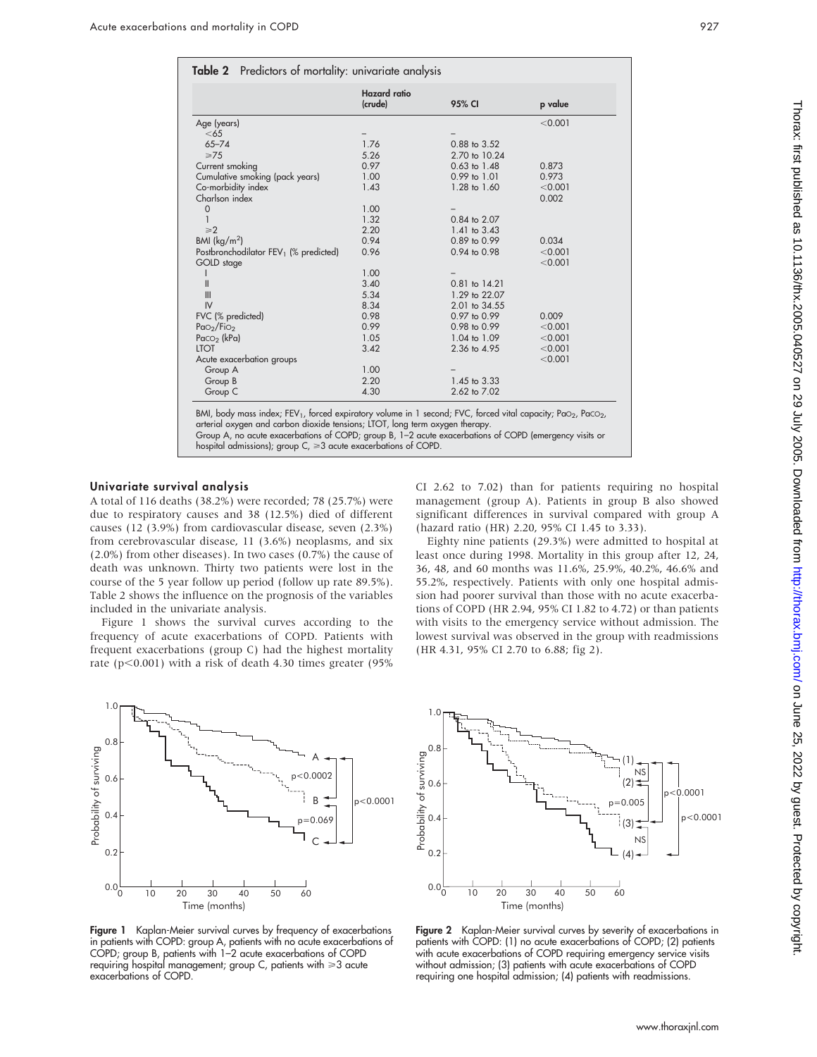**Table 2** Predictors of mortality: univariate analysis

| | Hazard ratio (crude) | 95% CI | p value |
|---|---|---|---|
| Age (years) | | | <0.001 |
| <65 | – | – | |
| 65–74 | 1.76 | 0.88 to 3.52 | |
| ≥75 | 5.26 | 2.70 to 10.24 | |
| Current smoking | 0.97 | 0.63 to 1.48 | 0.873 |
| Cumulative smoking (pack years) | 1.00 | 0.99 to 1.01 | 0.973 |
| Co-morbidity index | 1.43 | 1.28 to 1.60 | <0.001 |
| Charlson index | | | 0.002 |
| 0 | 1.00 | – | |
| 1 | 1.32 | 0.84 to 2.07 | |
| ≥2 | 2.20 | 1.41 to 3.43 | |
| BMI ($kg/m^2$) | 0.94 | 0.89 to 0.99 | 0.034 |
| Postbronchodilator $FEV_1$ (% predicted) | 0.96 | 0.94 to 0.98 | <0.001 |
| GOLD stage | | | <0.001 |
| I | 1.00 | – | |
| II | 3.40 | 0.81 to 14.21 | |
| III | 5.34 | 1.29 to 22.07 | |
| IV | 8.34 | 2.01 to 34.55 | |
| FVC (% predicted) | 0.98 | 0.97 to 0.99 | 0.009 |
| $PaO_2/FiO_2$ | 0.99 | 0.98 to 0.99 | <0.001 |
| $PaCO_2$ (kPa) | 1.05 | 1.04 to 1.09 | <0.001 |
| LTOT | 3.42 | 2.36 to 4.95 | <0.001 |
| Acute exacerbation groups | | | <0.001 |
| Group A | 1.00 | – | |
| Group B | 2.20 | 1.45 to 3.33 | |
| Group C | 4.30 | 2.62 to 7.02 | |

BMI, body mass index; $FEV_1$, forced expiratory volume in 1 second; FVC, forced vital capacity; $PaO_2$, $PaCO_2$, arterial oxygen and carbon dioxide tensions; LTOT, long term oxygen therapy.
Group A, no acute exacerbations of COPD; group B, 1–2 acute exacerbations of COPD (emergency visits or hospital admissions); group C, ≥3 acute exacerbations of COPD.

### Univariate survival analysis

A total of 116 deaths (38.2%) were recorded; 78 (25.7%) were due to respiratory causes and 38 (12.5%) died of different causes (12 (3.9%) from cardiovascular disease, seven (2.3%) from cerebrovascular disease, 11 (3.6%) neoplasms, and six (2.0%) from other diseases). In two cases (0.7%) the cause of death was unknown. Thirty two patients were lost in the course of the 5 year follow up period (follow up rate 89.5%). Table 2 shows the influence on the prognosis of the variables included in the univariate analysis.

Figure 1 shows the survival curves according to the frequency of acute exacerbations of COPD. Patients with frequent exacerbations (group C) had the highest mortality rate ($p<0.001$) with a risk of death 4.30 times greater (95% CI 2.62 to 7.02) than for patients requiring no hospital management (group A). Patients in group B also showed significant differences in survival compared with group A (hazard ratio (HR) 2.20, 95% CI 1.45 to 3.33).

Eighty nine patients (29.3%) were admitted to hospital at least once during 1998. Mortality in this group after 12, 24, 36, 48, and 60 months was 11.6%, 25.9%, 40.2%, 46.6% and 55.2%, respectively. Patients with only one hospital admission had poorer survival than those with no acute exacerbations of COPD (HR 2.94, 95% CI 1.82 to 4.72) or than patients with visits to the emergency service without admission. The lowest survival was observed in the group with readmissions (HR 4.31, 95% CI 2.70 to 6.88; fig 2).

**Figure 1** Kaplan-Meier survival curves by frequency of exacerbations in patients with COPD: group A, patients with no acute exacerbations of COPD; group B, patients with 1–2 acute exacerbations of COPD requiring hospital management; group C, patients with ≥3 acute exacerbations of COPD.

**Figure 2** Kaplan-Meier survival curves by severity of exacerbations in patients with COPD: (1) no acute exacerbations of COPD; (2) patients with acute exacerbations of COPD requiring emergency service visits without admission; (3) patients with acute exacerbations of COPD requiring one hospital admission; (4) patients with readmissions.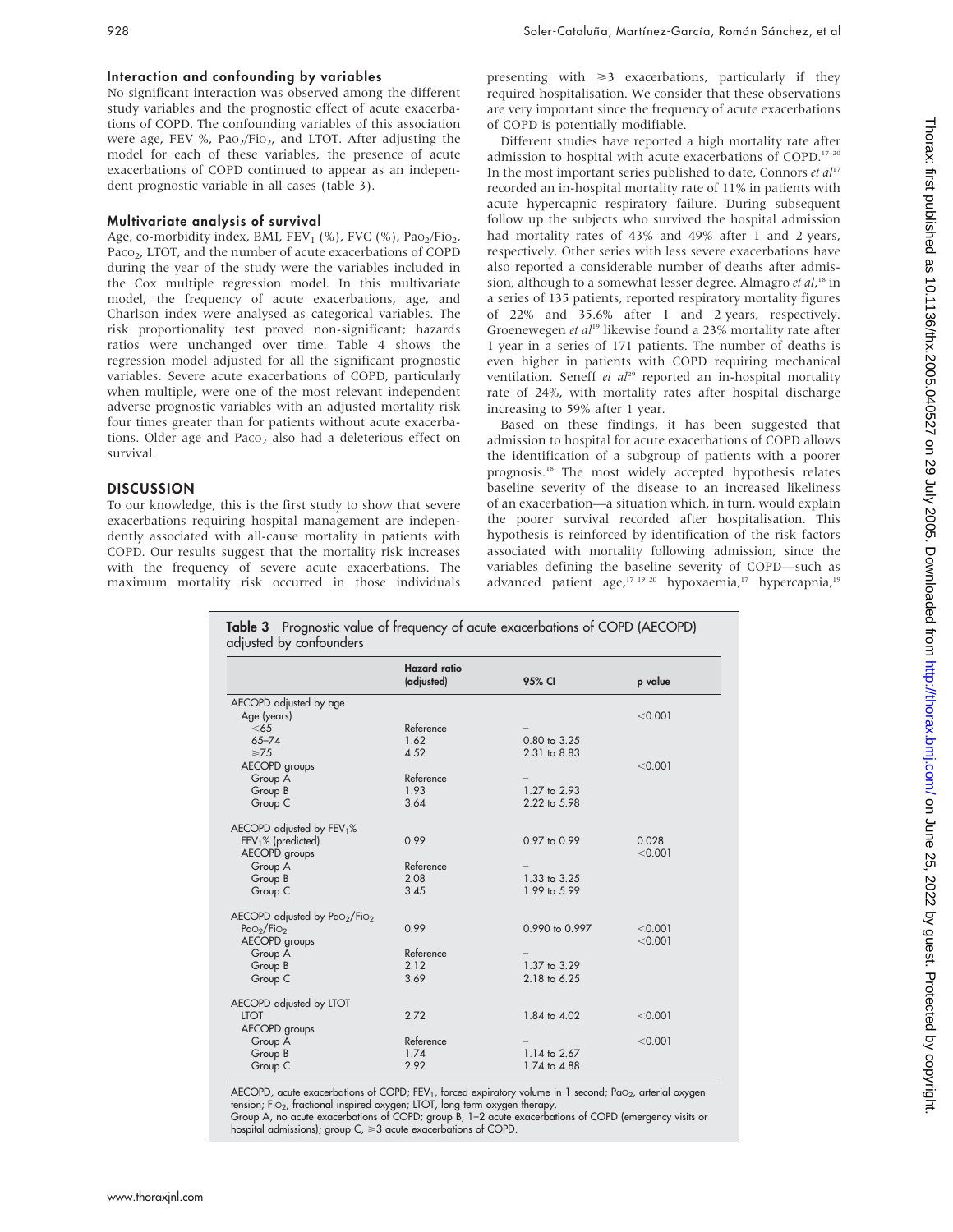### Interaction and confounding by variables

No significant interaction was observed among the different study variables and the prognostic effect of acute exacerbations of COPD. The confounding variables of this association were age, $FEV_1$%, $Pao_2/Fio_2$, and LTOT. After adjusting the model for each of these variables, the presence of acute exacerbations of COPD continued to appear as an independent prognostic variable in all cases (table 3).

### Multivariate analysis of survival

Age, co-morbidity index, BMI, $FEV_1$ (%), FVC (%), $Pao_2/Fio_2$, $Paco_2$, LTOT, and the number of acute exacerbations of COPD during the year of the study were the variables included in the Cox multiple regression model. In this multivariate model, the frequency of acute exacerbations, age, and Charlson index were analysed as categorical variables. The risk proportionality test proved non-significant; hazards ratios were unchanged over time. Table 4 shows the regression model adjusted for all the significant prognostic variables. Severe acute exacerbations of COPD, particularly when multiple, were one of the most relevant independent adverse prognostic variables with an adjusted mortality risk four times greater than for patients without acute exacerbations. Older age and $Paco_2$ also had a deleterious effect on survival.

## DISCUSSION

To our knowledge, this is the first study to show that severe exacerbations requiring hospital management are independently associated with all-cause mortality in patients with COPD. Our results suggest that the mortality risk increases with the frequency of severe acute exacerbations. The maximum mortality risk occurred in those individuals presenting with ≥3 exacerbations, particularly if they required hospitalisation. We consider that these observations are very important since the frequency of acute exacerbations of COPD is potentially modifiable.

Different studies have reported a high mortality rate after admission to hospital with acute exacerbations of COPD.[17–20] In the most important series published to date, Connors *et al*[17] recorded an in-hospital mortality rate of 11% in patients with acute hypercapnic respiratory failure. During subsequent follow up the subjects who survived the hospital admission had mortality rates of 43% and 49% after 1 and 2 years, respectively. Other series with less severe exacerbations have also reported a considerable number of deaths after admission, although to a somewhat lesser degree. Almagro *et al*,[18] in a series of 135 patients, reported respiratory mortality figures of 22% and 35.6% after 1 and 2 years, respectively. Groenewegen *et al*[19] likewise found a 23% mortality rate after 1 year in a series of 171 patients. The number of deaths is even higher in patients with COPD requiring mechanical ventilation. Seneff *et al*[29] reported an in-hospital mortality rate of 24%, with mortality rates after hospital discharge increasing to 59% after 1 year.

Based on these findings, it has been suggested that admission to hospital for acute exacerbations of COPD allows the identification of a subgroup of patients with a poorer prognosis.[18] The most widely accepted hypothesis relates baseline severity of the disease to an increased likeliness of an exacerbation—a situation which, in turn, would explain the poorer survival recorded after hospitalisation. This hypothesis is reinforced by identification of the risk factors associated with mortality following admission, since the variables defining the baseline severity of COPD—such as advanced patient age,[17 19 20] hypoxaemia,[17] hypercapnia,[19]

**Table 3** Prognostic value of frequency of acute exacerbations of COPD (AECOPD) adjusted by confounders

| | Hazard ratio (adjusted) | 95% CI | p value |
|---|---|---|---|
| AECOPD adjusted by age | | | |
| Age (years) | | | <0.001 |
| <65 | Reference | – | |
| 65–74 | 1.62 | 0.80 to 3.25 | |
| ≥75 | 4.52 | 2.31 to 8.83 | |
| AECOPD groups | | | <0.001 |
| Group A | Reference | – | |
| Group B | 1.93 | 1.27 to 2.93 | |
| Group C | 3.64 | 2.22 to 5.98 | |
| AECOPD adjusted by $FEV_1$% | | | |
| $FEV_1$% (predicted) | 0.99 | 0.97 to 0.99 | 0.028 |
| AECOPD groups | | | <0.001 |
| Group A | Reference | – | |
| Group B | 2.08 | 1.33 to 3.25 | |
| Group C | 3.45 | 1.99 to 5.99 | |
| AECOPD adjusted by $Pao_2/Fio_2$ | | | |
| $Pao_2/Fio_2$ | 0.99 | 0.990 to 0.997 | <0.001 |
| AECOPD groups | | | <0.001 |
| Group A | Reference | – | |
| Group B | 2.12 | 1.37 to 3.29 | |
| Group C | 3.69 | 2.18 to 6.25 | |
| AECOPD adjusted by LTOT | | | |
| LTOT | 2.72 | 1.84 to 4.02 | <0.001 |
| AECOPD groups | | | |
| Group A | Reference | – | <0.001 |
| Group B | 1.74 | 1.14 to 2.67 | |
| Group C | 2.92 | 1.74 to 4.88 | |

AECOPD, acute exacerbations of COPD; $FEV_1$, forced expiratory volume in 1 second; $Pao_2$, arterial oxygen tension; $Fio_2$, fractional inspired oxygen; LTOT, long term oxygen therapy.
Group A, no acute exacerbations of COPD; group B, 1–2 acute exacerbations of COPD (emergency visits or hospital admissions); group C, ≥3 acute exacerbations of COPD.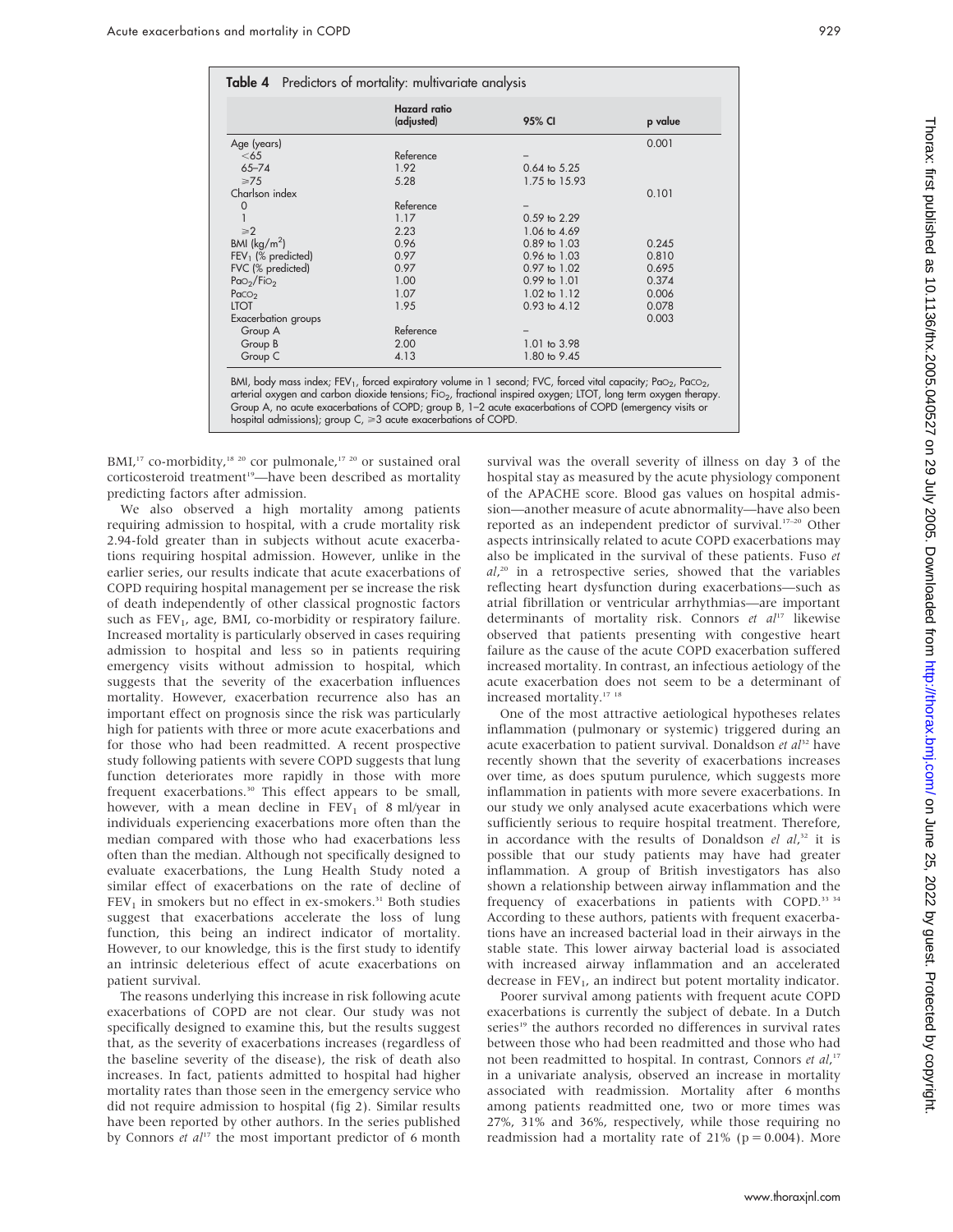**Table 4** Predictors of mortality: multivariate analysis

| | Hazard ratio (adjusted) | 95% CI | p value |
|---|---|---|---|
| Age (years) | | | 0.001 |
| <65 | Reference | – | |
| 65–74 | 1.92 | 0.64 to 5.25 | |
| ⩾75 | 5.28 | 1.75 to 15.93 | |
| Charlson index | | | 0.101 |
| 0 | Reference | – | |
| 1 | 1.17 | 0.59 to 2.29 | |
| ⩾2 | 2.23 | 1.06 to 4.69 | |
| BMI ($kg/m^2$) | 0.96 | 0.89 to 1.03 | 0.245 |
| $FEV_1$ (% predicted) | 0.97 | 0.96 to 1.03 | 0.810 |
| FVC (% predicted) | 0.97 | 0.97 to 1.02 | 0.695 |
| $PaO_2/FiO_2$ | 1.00 | 0.99 to 1.01 | 0.374 |
| $PaCO_2$ | 1.07 | 1.02 to 1.12 | 0.006 |
| LTOT | 1.95 | 0.93 to 4.12 | 0.078 |
| Exacerbation groups | | | 0.003 |
| Group A | Reference | – | |
| Group B | 2.00 | 1.01 to 3.98 | |
| Group C | 4.13 | 1.80 to 9.45 | |

BMI, body mass index; $FEV_1$, forced expiratory volume in 1 second; FVC, forced vital capacity; $PaO_2$, $PaCO_2$, arterial oxygen and carbon dioxide tensions; $FiO_2$, fractional inspired oxygen; LTOT, long term oxygen therapy. Group A, no acute exacerbations of COPD; group B, 1–2 acute exacerbations of COPD (emergency visits or hospital admissions); group C, ⩾3 acute exacerbations of COPD.

BMI,[17] co-morbidity,[18 20] cor pulmonale,[17 20] or sustained oral corticosteroid treatment[19]—have been described as mortality predicting factors after admission.

We also observed a high mortality among patients requiring admission to hospital, with a crude mortality risk 2.94-fold greater than in subjects without acute exacerbations requiring hospital admission. However, unlike in the earlier series, our results indicate that acute exacerbations of COPD requiring hospital management per se increase the risk of death independently of other classical prognostic factors such as $FEV_1$, age, BMI, co-morbidity or respiratory failure. Increased mortality is particularly observed in cases requiring admission to hospital and less so in patients requiring emergency visits without admission to hospital, which suggests that the severity of the exacerbation influences mortality. However, exacerbation recurrence also has an important effect on prognosis since the risk was particularly high for patients with three or more acute exacerbations and for those who had been readmitted. A recent prospective study following patients with severe COPD suggests that lung function deteriorates more rapidly in those with more frequent exacerbations.[30] This effect appears to be small, however, with a mean decline in $FEV_1$ of 8 ml/year in individuals experiencing exacerbations more often than the median compared with those who had exacerbations less often than the median. Although not specifically designed to evaluate exacerbations, the Lung Health Study noted a similar effect of exacerbations on the rate of decline of $FEV_1$ in smokers but no effect in ex-smokers.[31] Both studies suggest that exacerbations accelerate the loss of lung function, this being an indirect indicator of mortality. However, to our knowledge, this is the first study to identify an intrinsic deleterious effect of acute exacerbations on patient survival.

The reasons underlying this increase in risk following acute exacerbations of COPD are not clear. Our study was not specifically designed to examine this, but the results suggest that, as the severity of exacerbations increases (regardless of the baseline severity of the disease), the risk of death also increases. In fact, patients admitted to hospital had higher mortality rates than those seen in the emergency service who did not require admission to hospital (fig 2). Similar results have been reported by other authors. In the series published by Connors *et al*[17] the most important predictor of 6 month survival was the overall severity of illness on day 3 of the hospital stay as measured by the acute physiology component of the APACHE score. Blood gas values on hospital admission—another measure of acute abnormality—have also been reported as an independent predictor of survival.[17–20] Other aspects intrinsically related to acute COPD exacerbations may also be implicated in the survival of these patients. Fuso *et al*,[20] in a retrospective series, showed that the variables reflecting heart dysfunction during exacerbations—such as atrial fibrillation or ventricular arrhythmias—are important determinants of mortality risk. Connors *et al*[17] likewise observed that patients presenting with congestive heart failure as the cause of the acute COPD exacerbation suffered increased mortality. In contrast, an infectious aetiology of the acute exacerbation does not seem to be a determinant of increased mortality.[17 18]

One of the most attractive aetiological hypotheses relates inflammation (pulmonary or systemic) triggered during an acute exacerbation to patient survival. Donaldson *et al*[32] have recently shown that the severity of exacerbations increases over time, as does sputum purulence, which suggests more inflammation in patients with more severe exacerbations. In our study we only analysed acute exacerbations which were sufficiently serious to require hospital treatment. Therefore, in accordance with the results of Donaldson *el al*,[32] it is possible that our study patients may have had greater inflammation. A group of British investigators has also shown a relationship between airway inflammation and the frequency of exacerbations in patients with COPD.[33 34] According to these authors, patients with frequent exacerbations have an increased bacterial load in their airways in the stable state. This lower airway bacterial load is associated with increased airway inflammation and an accelerated decrease in $FEV_1$, an indirect but potent mortality indicator.

Poorer survival among patients with frequent acute COPD exacerbations is currently the subject of debate. In a Dutch series[19] the authors recorded no differences in survival rates between those who had been readmitted and those who had not been readmitted to hospital. In contrast, Connors *et al*,[17] in a univariate analysis, observed an increase in mortality associated with readmission. Mortality after 6 months among patients readmitted one, two or more times was 27%, 31% and 36%, respectively, while those requiring no readmission had a mortality rate of 21% ($p = 0.004$). More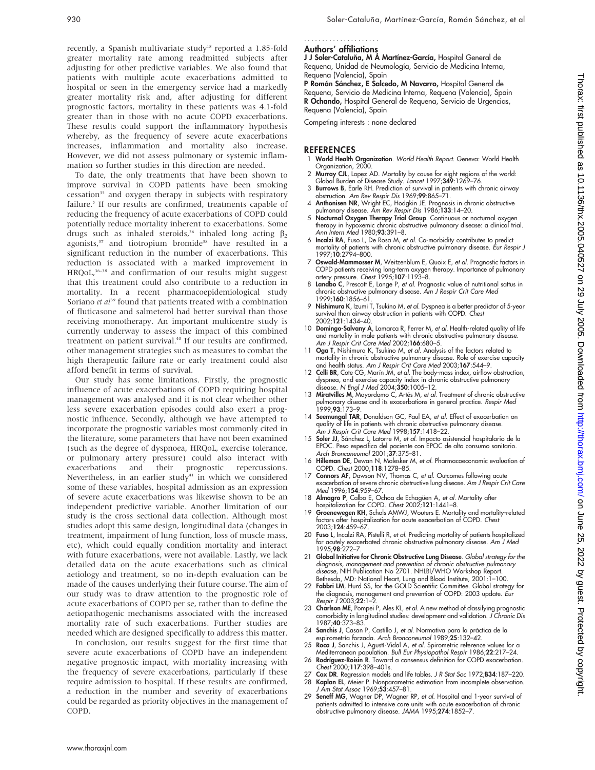recently, a Spanish multivariate study[18] reported a 1.85-fold greater mortality rate among readmitted subjects after adjusting for other predictive variables. We also found that patients with multiple acute exacerbations admitted to hospital or seen in the emergency service had a markedly greater mortality risk and, after adjusting for different prognostic factors, mortality in these patients was 4.1-fold greater than in those with no acute COPD exacerbations. These results could support the inflammatory hypothesis whereby, as the frequency of severe acute exacerbations increases, inflammation and mortality also increase. However, we did not assess pulmonary or systemic inflammation so further studies in this direction are needed.

To date, the only treatments that have been shown to improve survival in COPD patients have been smoking cessation[35] and oxygen therapy in subjects with respiratory failure.[5] If our results are confirmed, treatments capable of reducing the frequency of acute exacerbations of COPD could potentially reduce mortality inherent to exacerbations. Some drugs such as inhaled steroids,[36] inhaled long acting $\beta_2$ agonists,[37] and tiotropium bromide[38] have resulted in a significant reduction in the number of exacerbations. This reduction is associated with a marked improvement in HRQoL,[36–38] and confirmation of our results might suggest that this treatment could also contribute to a reduction in mortality. In a recent pharmacoepidemiological study Soriano *et al*[39] found that patients treated with a combination of fluticasone and salmeterol had better survival than those receiving monotherapy. An important multicentre study is currently underway to assess the impact of this combined treatment on patient survival.[40] If our results are confirmed, other management strategies such as measures to combat the high therapeutic failure rate or early treatment could also afford benefit in terms of survival.

Our study has some limitations. Firstly, the prognostic influence of acute exacerbations of COPD requiring hospital management was analysed and it is not clear whether other less severe exacerbation episodes could also exert a prognostic influence. Secondly, although we have attempted to incorporate the prognostic variables most commonly cited in the literature, some parameters that have not been examined (such as the degree of dyspnoea, HRQoL, exercise tolerance, or pulmonary artery pressure) could also interact with exacerbations and their prognostic repercussions. Nevertheless, in an earlier study[41] in which we considered some of these variables, hospital admission as an expression of severe acute exacerbations was likewise shown to be an independent predictive variable. Another limitation of our study is the cross sectional data collection. Although most studies adopt this same design, longitudinal data (changes in treatment, impairment of lung function, loss of muscle mass, etc), which could equally condition mortality and interact with future exacerbations, were not available. Lastly, we lack detailed data on the acute exacerbations such as clinical aetiology and treatment, so no in-depth evaluation can be made of the causes underlying their future course. The aim of our study was to draw attention to the prognostic role of acute exacerbations of COPD per se, rather than to define the aetiopathogenic mechanisms associated with the increased mortality rate of such exacerbations. Further studies are needed which are designed specifically to address this matter.

In conclusion, our results suggest for the first time that severe acute exacerbations of COPD have an independent negative prognostic impact, with mortality increasing with the frequency of severe exacerbations, particularly if these require admission to hospital. If these results are confirmed, a reduction in the number and severity of exacerbations could be regarded as priority objectives in the management of COPD.

## Authors' affiliations

**J J Soler-Cataluña, M Á Martínez-García,** Hospital General de Requena, Unidad de Neumología, Servicio de Medicina Interna, Requena (Valencia), Spain
**P Román Sánchez, E Salcedo, M Navarro,** Hospital General de Requena, Servicio de Medicina Interna, Requena (Valencia), Spain
**R Ochando,** Hospital General de Requena, Servicio de Urgencias, Requena (Valencia), Spain

Competing interests : none declared

## REFERENCES

1. **World Health Organization**. *World Health Report*. Geneva: World Health Organization, 2000.
2. **Murray CJL**, Lopez AD. Mortality by cause for eight regions of the world: Global Burden of Disease Study. *Lancet* 1997;**349**:1269–76.
3. **Burrows B**, Earle RH. Prediction of survival in patients with chronic airway obstruction. *Am Rev Respir Dis* 1969;**99**:865–71.
4. **Anthonisen NR**, Wright EC, Hodgkin JE. Prognosis in chronic obstructive pulmonary disease. *Am Rev Respir Dis* 1986;**133**:14–20.
5. **Nocturnal Oxygen Therapy Trial Group**. Continuous or nocturnal oxygen therapy in hypoxemic chronic obstructive pulmonary disease: a clinical trial. *Ann Intern Med* 1980;**93**:391–8.
6. **Incalzi RA**, Fuso L, De Rosa M, *et al*. Co-morbidity contributes to predict mortality of patients with chronic obstructive pulmonary disease. *Eur Respir J* 1997;**10**:2794–800.
7. **Oswald-Mammosser M**, Weitzenblum E, Quoix E, *et al*. Prognostic factors in COPD patients receiving long-term oxygen therapy. Importance of pulmonary artery pressure. *Chest* 1995;**107**:1193–8.
8. **Landbo C**, Prescott E, Lange P, *et al*. Prognostic value of nutritional sattus in chronic obstructive pulmonary disease. *Am J Respir Crit Care Med* 1999;**160**:1856–61.
9. **Nishimura K**, Izumi T, Tsukino M, *et al*. Dyspnea is a better predictor of 5-year survival than airway obstruction in patients with COPD. *Chest* 2002;**121**:1434–40.
10. **Domingo-Salvany A**, Lamarca R, Ferrer M, *et al*. Health-related quality of life and mortality in male patients with chronic obstructive pulmonary disease. *Am J Respir Crit Care Med* 2002;**166**:680–5.
11. **Oga T**, Nishimura K, Tsukino M, *et al*. Analysis of the factors related to mortality in chronic obstructive pulmonary disease. Role of exercise capacity and health status. *Am J Respir Crit Care Med* 2003;**167**:544–9.
12. **Celli BR**, Cote CG, Marín JM, *et al*. The body-mass index, airflow obstruction, dyspnea, and exercise capacity index in chronic obstructive pulmonary disease. *N Engl J Med* 2004;**350**:1005–12.
13. **Miratvilles M**, Mayordomo C, Artés M, *et al*. Treatment of chronic obstructive pulmonary disease and its exacerbations in general practice. *Respir Med* 1999;**93**:173–9.
14. **Seemungal TAR**, Donaldson GC, Paul EA, *et al*. Effect of exacerbation on quality of life in patients with chronic obstructive pulmonary disease. *Am J Respir Crit Care Med* 1998;**157**:1418–22.
15. **Soler JJ**, Sánchez L, Latorre M, *et al*. Impacto asistencial hospitalario de la EPOC. Peso específico del paciente con EPOC de alto consumo sanitario. *Arch Bronconeumol* 2001;**37**:375–81.
16. **Hilleman DE**, Dewan N, Malesker M, *et al*. Pharmacoeconomic evaluation of COPD. *Chest* 2000;**118**:1278–85.
17. **Connors AF**, Dawson NV, Thomas C, *et al*. Outcomes following acute exacerbation of severe chronic obstructive lung disease. *Am J Respir Crit Care Med* 1996;**154**:959–67.
18. **Almagro P**, Calbo E, Ochoa de Echagüen A, *et al*. Mortality after hospitalization for COPD. *Chest* 2002;**121**:1441–8.
19. **Groenewegen KH**, Schols AMWJ, Wouters E. Mortality and mortality-related factors after hospitalization for acute exacerbation of COPD. *Chest* 2003;**124**:459–67.
20. **Fuso L**, Incalzi RA, Pistelli R, *et al*. Predicting mortality of patients hospitalized for acutely exacerbated chronic obstructive pulmonary disease. *Am J Med* 1995;**98**:272–7.
21. **Global Initiative for Chronic Obstructive Lung Disease**. *Global strategy for the diagnosis, management and prevention of chronic obstructive pulmonary disease*, NIH Publication No 2701. NHLBI/WHO Workshop Report. Bethesda, MD: National Heart, Lung and Blood Institute, 2001:1–100.
22. **Fabbri LM**, Hurd SS, for the GOLD Scientific Committee. Global strategy for the diagnosis, management and prevention of COPD: 2003 update. *Eur Respir J* 2003;**22**:1–2.
23. **Charlson ME**, Pompei P, Ales KL, *et al*. A new method of classifying prognostic comorbidity in longitudinal studies: development and validation. *J Chronic Dis* 1987;**40**:373–83.
24. **Sanchis J**, Casan P, Castillo J, *et al*. Normativa para la práctica de la espirometría forzada. *Arch Bronconeumol* 1989;**25**:132–42.
25. **Roca J**, Sanchis J, Agustí-Vidal A, *et al*. Spirometric reference values for a Mediterranean population. *Bull Eur Physiopathol Respir* 1986;**22**:217–24.
26. **Rodríguez-Roisin R**. Toward a consensus definition for COPD exacerbation. *Chest* 2000;**117**:398–401s.
27. **Cox DR**. Regression models and life tables. *J R Stat Soc* 1972;**B34**:187–220.
28. **Kaplan EL**, Meier P. Nonparametric estimation from incomplete observation. *J Am Stat Assoc* 1969;**53**:457–81.
29. **Seneff MG**, Wagner DP, Wagner RP, *et al*. Hospital and 1-year survival of patients admitted to intensive care units with acute exacerbation of chronic obstructive pulmonary disease. *JAMA* 1995;**274**:1852–7.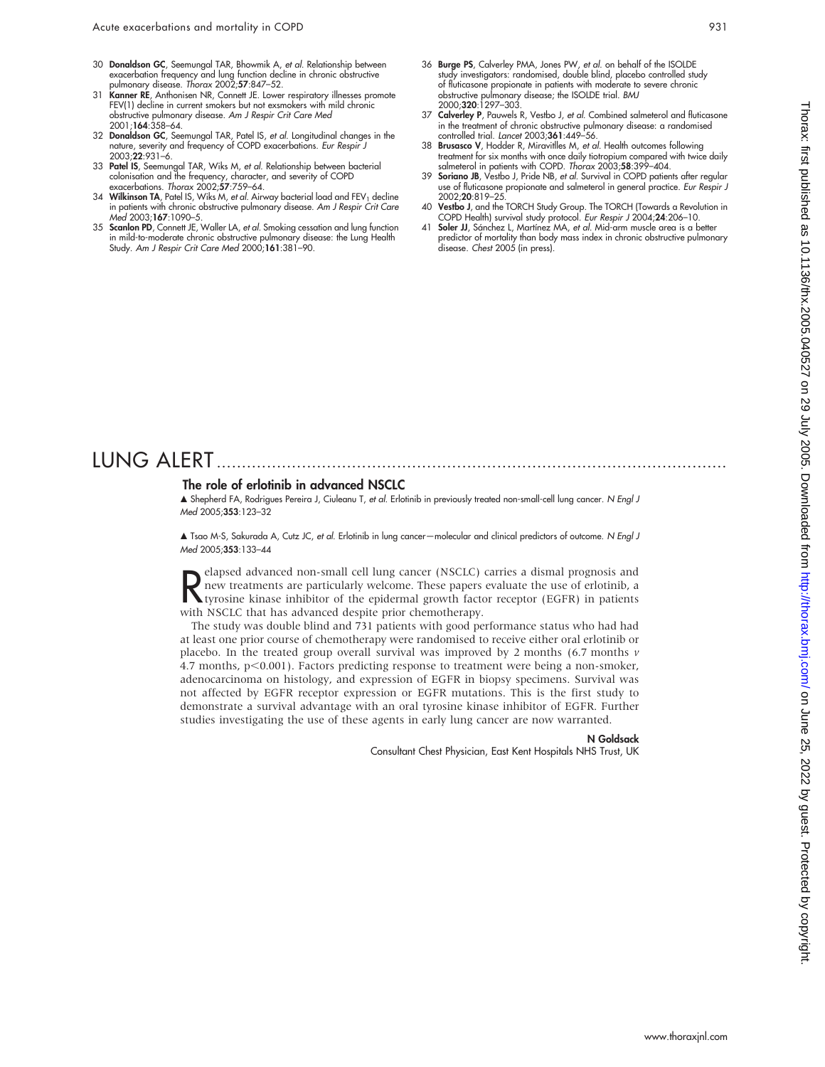30 **Donaldson GC**, Seemungal TAR, Bhowmik A, *et al*. Relationship between exacerbation frequency and lung function decline in chronic obstructive pulmonary disease. *Thorax* 2002;**57**:847–52.

31 **Kanner RE**, Anthonisen NR, Connett JE. Lower respiratory illnesses promote FEV(1) decline in current smokers but not exsmokers with mild chronic obstructive pulmonary disease. *Am J Respir Crit Care Med* 2001;**164**:358–64.

32 **Donaldson GC**, Seemungal TAR, Patel IS, *et al*. Longitudinal changes in the nature, severity and frequency of COPD exacerbations. *Eur Respir J* 2003;**22**:931–6.

33 **Patel IS**, Seemungal TAR, Wiks M, *et al*. Relationship between bacterial colonisation and the frequency, character, and severity of COPD exacerbations. *Thorax* 2002;**57**:759–64.

34 **Wilkinson TA**, Patel IS, Wiks M, *et al*. Airway bacterial load and $FEV_1$ decline in patients with chronic obstructive pulmonary disease. *Am J Respir Crit Care Med* 2003;**167**:1090–5.

35 **Scanlon PD**, Connett JE, Waller LA, *et al*. Smoking cessation and lung function in mild-to-moderate chronic obstructive pulmonary disease: the Lung Health Study. *Am J Respir Crit Care Med* 2000;**161**:381–90.

36 **Burge PS**, Calverley PMA, Jones PW, *et al*. on behalf of the ISOLDE study investigators: randomised, double blind, placebo controlled study of fluticasone propionate in patients with moderate to severe chronic obstructive pulmonary disease; the ISOLDE trial. *BMJ* 2000;**320**:1297–303.

37 **Calverley P**, Pauwels R, Vestbo J, *et al*. Combined salmeterol and fluticasone in the treatment of chronic obstructive pulmonary disease: a randomised controlled trial. *Lancet* 2003;**361**:449–56.

38 **Brusasco V**, Hodder R, Miravitlles M, *et al*. Health outcomes following treatment for six months with once daily tiotropium compared with twice daily salmeterol in patients with COPD. *Thorax* 2003;**58**:399–404.

39 **Soriano JB**, Vestbo J, Pride NB, *et al*. Survival in COPD patients after regular use of fluticasone propionate and salmeterol in general practice. *Eur Respir J* 2002;**20**:819–25.

40 **Vestbo J**, and the TORCH Study Group. The TORCH (Towards a Revolution in COPD Health) survival study protocol. *Eur Respir J* 2004;**24**:206–10.

41 **Soler JJ**, Sánchez L, Martínez MA, *et al*. Mid-arm muscle area is a better predictor of mortality than body mass index in chronic obstructive pulmonary disease. *Chest* 2005 (in press).

# LUNG ALERT

## The role of erlotinib in advanced NSCLC

▲ Shepherd FA, Rodrigues Pereira J, Ciuleanu T, *et al*. Erlotinib in previously treated non-small-cell lung cancer. *N Engl J Med* 2005;**353**:123–32

▲ Tsao M-S, Sakurada A, Cutz JC, *et al*. Erlotinib in lung cancer—molecular and clinical predictors of outcome. *N Engl J Med* 2005;**353**:133–44

Relapsed advanced non-small cell lung cancer (NSCLC) carries a dismal prognosis and new treatments are particularly welcome. These papers evaluate the use of erlotinib, a tyrosine kinase inhibitor of the epidermal growth factor receptor (EGFR) in patients with NSCLC that has advanced despite prior chemotherapy.

The study was double blind and 731 patients with good performance status who had had at least one prior course of chemotherapy were randomised to receive either oral erlotinib or placebo. In the treated group overall survival was improved by 2 months (6.7 months *v* 4.7 months, $p<0.001$). Factors predicting response to treatment were being a non-smoker, adenocarcinoma on histology, and expression of EGFR in biopsy specimens. Survival was not affected by EGFR receptor expression or EGFR mutations. This is the first study to demonstrate a survival advantage with an oral tyrosine kinase inhibitor of EGFR. Further studies investigating the use of these agents in early lung cancer are now warranted.

**N Goldsack**
Consultant Chest Physician, East Kent Hospitals NHS Trust, UK